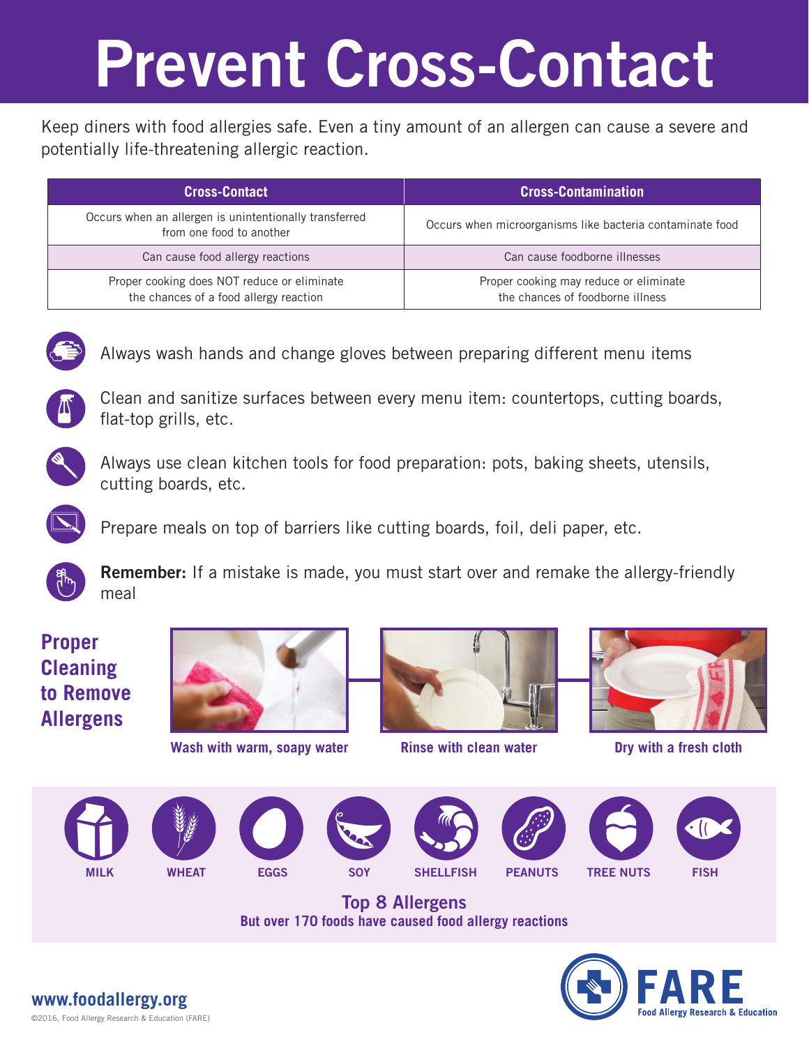# Prevent Cross-Contact

Keep diners with food allergies safe. Even a tiny amount of an allergen can cause a severe and potentially life-threatening allergic reaction.

| Cross-Contact | Cross-Contamination |
| --- | --- |
| Occurs when an allergen is unintentionally transferred from one food to another | Occurs when microorganisms like bacteria contaminate food |
| Can cause food allergy reactions | Can cause foodborne illnesses |
| Proper cooking does NOT reduce or eliminate the chances of a food allergy reaction | Proper cooking may reduce or eliminate the chances of foodborne illness |

- Always wash hands and change gloves between preparing different menu items
- Clean and sanitize surfaces between every menu item: countertops, cutting boards, flat-top grills, etc.
- Always use clean kitchen tools for food preparation: pots, baking sheets, utensils, cutting boards, etc.
- Prepare meals on top of barriers like cutting boards, foil, deli paper, etc.
- **Remember:** If a mistake is made, you must start over and remake the allergy-friendly meal

## Proper Cleaning to Remove Allergens

Wash with warm, soapy water

Rinse with clean water

Dry with a fresh cloth

MILK WHEAT EGGS SOY SHELLFISH PEANUTS TREE NUTS FISH

**Top 8 Allergens**

But over 170 foods have caused food allergy reactions

FARE Food Allergy Research & Education

www.foodallergy.org

©2016, Food Allergy Research & Education (FARE)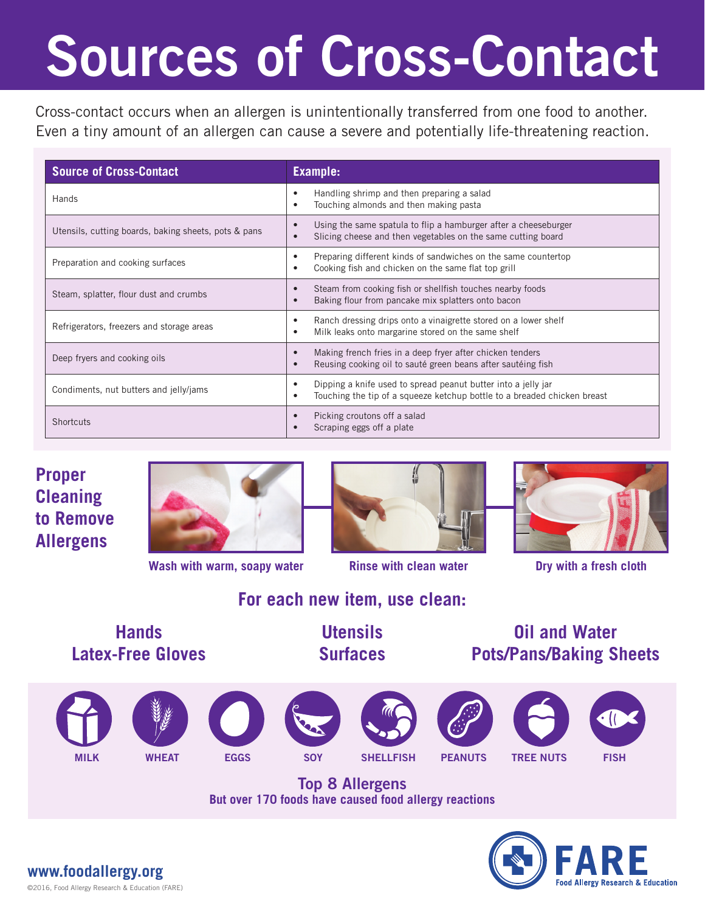# Sources of Cross-Contact

Cross-contact occurs when an allergen is unintentionally transferred from one food to another. Even a tiny amount of an allergen can cause a severe and potentially life-threatening reaction.

| Source of Cross-Contact | Example: |
|---|---|
| Hands | • Handling shrimp and then preparing a salad<br>• Touching almonds and then making pasta |
| Utensils, cutting boards, baking sheets, pots & pans | • Using the same spatula to flip a hamburger after a cheeseburger<br>• Slicing cheese and then vegetables on the same cutting board |
| Preparation and cooking surfaces | • Preparing different kinds of sandwiches on the same countertop<br>• Cooking fish and chicken on the same flat top grill |
| Steam, splatter, flour dust and crumbs | • Steam from cooking fish or shellfish touches nearby foods<br>• Baking flour from pancake mix splatters onto bacon |
| Refrigerators, freezers and storage areas | • Ranch dressing drips onto a vinaigrette stored on a lower shelf<br>• Milk leaks onto margarine stored on the same shelf |
| Deep fryers and cooking oils | • Making french fries in a deep fryer after chicken tenders<br>• Reusing cooking oil to sauté green beans after sautéing fish |
| Condiments, nut butters and jelly/jams | • Dipping a knife used to spread peanut butter into a jelly jar<br>• Touching the tip of a squeeze ketchup bottle to a breaded chicken breast |
| Shortcuts | • Picking croutons off a salad<br>• Scraping eggs off a plate |

## Proper Cleaning to Remove Allergens

Wash with warm, soapy water

Rinse with clean water

Dry with a fresh cloth

### For each new item, use clean:

**Hands**
**Latex-Free Gloves**

**Utensils**
**Surfaces**

**Oil and Water**
**Pots/Pans/Baking Sheets**

MILK WHEAT EGGS SOY SHELLFISH PEANUTS TREE NUTS FISH

**Top 8 Allergens**
**But over 170 foods have caused food allergy reactions**

www.foodallergy.org

©2016, Food Allergy Research & Education (FARE)

FARE Food Allergy Research & Education